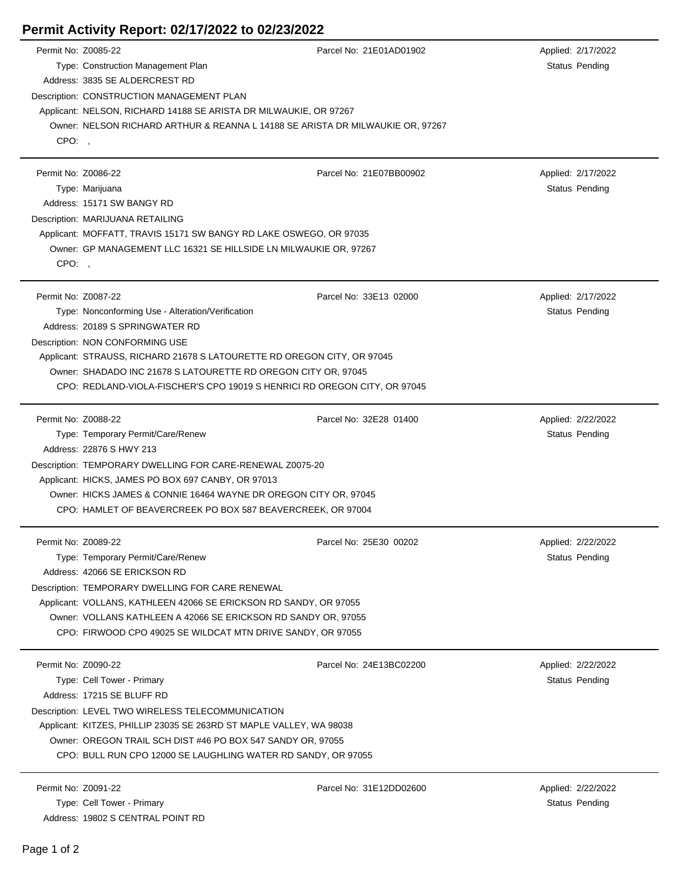# Permit Activity Report: 02/17/2022 to 02/23/2022

Permit No: Z0085-22 | Parcel No: 21E01AD01902 | Applied: 2/17/2022
Type: Construction Management Plan | Status Pending
Address: 3835 SE ALDERCREST RD
Description: CONSTRUCTION MANAGEMENT PLAN
Applicant: NELSON, RICHARD 14188 SE ARISTA DR MILWAUKIE, OR 97267
Owner: NELSON RICHARD ARTHUR & REANNA L 14188 SE ARISTA DR MILWAUKIE OR, 97267
CPO: ,

---

Permit No: Z0086-22 | Parcel No: 21E07BB00902 | Applied: 2/17/2022
Type: Marijuana | Status Pending
Address: 15171 SW BANGY RD
Description: MARIJUANA RETAILING
Applicant: MOFFATT, TRAVIS 15171 SW BANGY RD LAKE OSWEGO, OR 97035
Owner: GP MANAGEMENT LLC 16321 SE HILLSIDE LN MILWAUKIE OR, 97267
CPO: ,

---

Permit No: Z0087-22 | Parcel No: 33E13 02000 | Applied: 2/17/2022
Type: Nonconforming Use - Alteration/Verification | Status Pending
Address: 20189 S SPRINGWATER RD
Description: NON CONFORMING USE
Applicant: STRAUSS, RICHARD 21678 S LATOURETTE RD OREGON CITY, OR 97045
Owner: SHADADO INC 21678 S LATOURETTE RD OREGON CITY OR, 97045
CPO: REDLAND-VIOLA-FISCHER'S CPO 19019 S HENRICI RD OREGON CITY, OR 97045

---

Permit No: Z0088-22 | Parcel No: 32E28 01400 | Applied: 2/22/2022
Type: Temporary Permit/Care/Renew | Status Pending
Address: 22876 S HWY 213
Description: TEMPORARY DWELLING FOR CARE-RENEWAL Z0075-20
Applicant: HICKS, JAMES PO BOX 697 CANBY, OR 97013
Owner: HICKS JAMES & CONNIE 16464 WAYNE DR OREGON CITY OR, 97045
CPO: HAMLET OF BEAVERCREEK PO BOX 587 BEAVERCREEK, OR 97004

---

Permit No: Z0089-22 | Parcel No: 25E30 00202 | Applied: 2/22/2022
Type: Temporary Permit/Care/Renew | Status Pending
Address: 42066 SE ERICKSON RD
Description: TEMPORARY DWELLING FOR CARE RENEWAL
Applicant: VOLLANS, KATHLEEN 42066 SE ERICKSON RD SANDY, OR 97055
Owner: VOLLANS KATHLEEN A 42066 SE ERICKSON RD SANDY OR, 97055
CPO: FIRWOOD CPO 49025 SE WILDCAT MTN DRIVE SANDY, OR 97055

---

Permit No: Z0090-22 | Parcel No: 24E13BC02200 | Applied: 2/22/2022
Type: Cell Tower - Primary | Status Pending
Address: 17215 SE BLUFF RD
Description: LEVEL TWO WIRELESS TELECOMMUNICATION
Applicant: KITZES, PHILLIP 23035 SE 263RD ST MAPLE VALLEY, WA 98038
Owner: OREGON TRAIL SCH DIST #46 PO BOX 547 SANDY OR, 97055
CPO: BULL RUN CPO 12000 SE LAUGHLING WATER RD SANDY, OR 97055

---

Permit No: Z0091-22 | Parcel No: 31E12DD02600 | Applied: 2/22/2022
Type: Cell Tower - Primary | Status Pending
Address: 19802 S CENTRAL POINT RD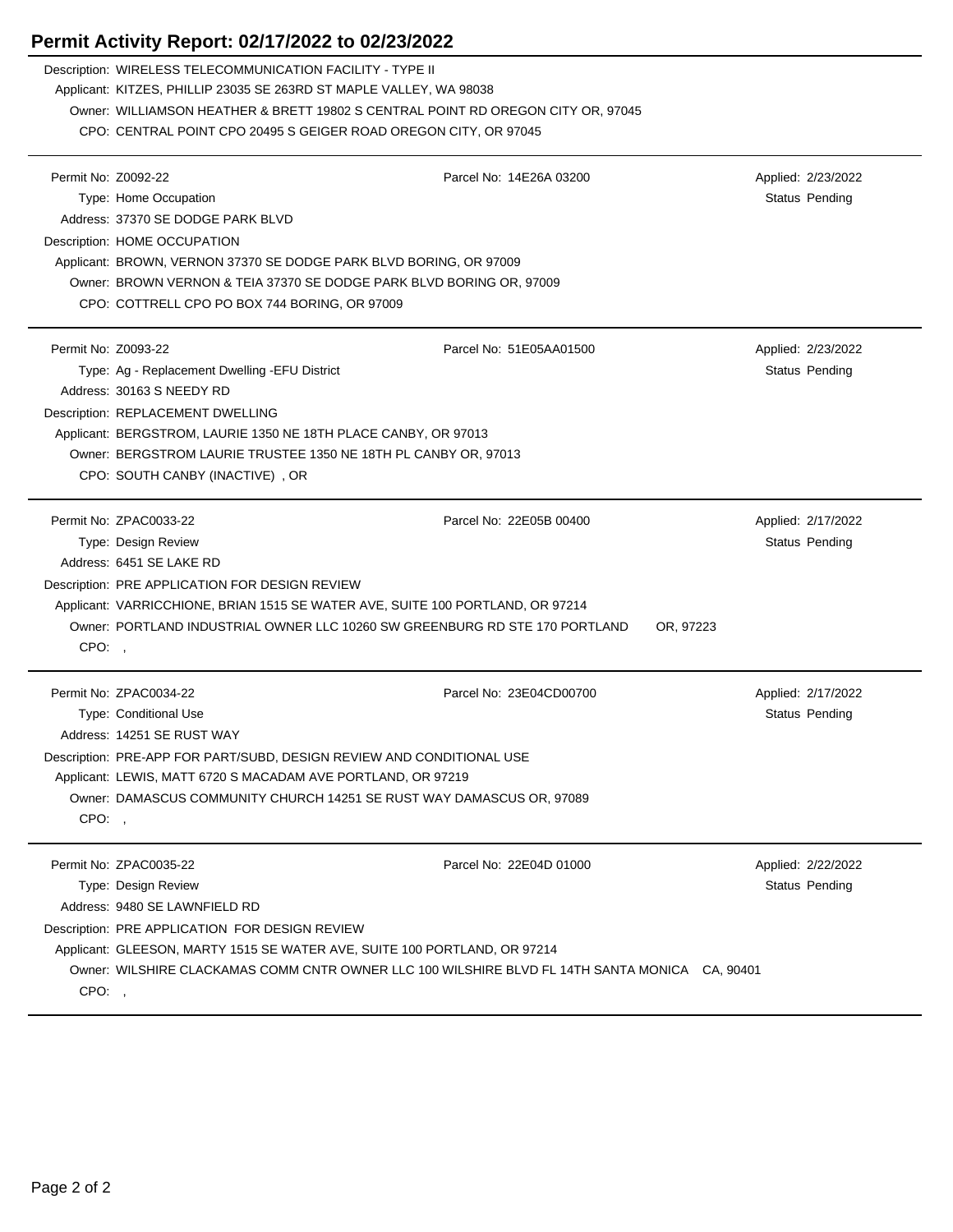# Permit Activity Report: 02/17/2022 to 02/23/2022

Description: WIRELESS TELECOMMUNICATION FACILITY - TYPE II
Applicant: KITZES, PHILLIP 23035 SE 263RD ST MAPLE VALLEY, WA 98038
Owner: WILLIAMSON HEATHER & BRETT 19802 S CENTRAL POINT RD OREGON CITY OR, 97045
CPO: CENTRAL POINT CPO 20495 S GEIGER ROAD OREGON CITY, OR 97045

---

Permit No: Z0092-22 | Parcel No: 14E26A 03200 | Applied: 2/23/2022
Type: Home Occupation | Status Pending
Address: 37370 SE DODGE PARK BLVD
Description: HOME OCCUPATION
Applicant: BROWN, VERNON 37370 SE DODGE PARK BLVD BORING, OR 97009
Owner: BROWN VERNON & TEIA 37370 SE DODGE PARK BLVD BORING OR, 97009
CPO: COTTRELL CPO PO BOX 744 BORING, OR 97009

---

Permit No: Z0093-22 | Parcel No: 51E05AA01500 | Applied: 2/23/2022
Type: Ag - Replacement Dwelling -EFU District | Status Pending
Address: 30163 S NEEDY RD
Description: REPLACEMENT DWELLING
Applicant: BERGSTROM, LAURIE 1350 NE 18TH PLACE CANBY, OR 97013
Owner: BERGSTROM LAURIE TRUSTEE 1350 NE 18TH PL CANBY OR, 97013
CPO: SOUTH CANBY (INACTIVE) , OR

---

Permit No: ZPAC0033-22 | Parcel No: 22E05B 00400 | Applied: 2/17/2022
Type: Design Review | Status Pending
Address: 6451 SE LAKE RD
Description: PRE APPLICATION FOR DESIGN REVIEW
Applicant: VARRICCHIONE, BRIAN 1515 SE WATER AVE, SUITE 100 PORTLAND, OR 97214
Owner: PORTLAND INDUSTRIAL OWNER LLC 10260 SW GREENBURG RD STE 170 PORTLAND OR, 97223
CPO: ,

---

Permit No: ZPAC0034-22 | Parcel No: 23E04CD00700 | Applied: 2/17/2022
Type: Conditional Use | Status Pending
Address: 14251 SE RUST WAY
Description: PRE-APP FOR PART/SUBD, DESIGN REVIEW AND CONDITIONAL USE
Applicant: LEWIS, MATT 6720 S MACADAM AVE PORTLAND, OR 97219
Owner: DAMASCUS COMMUNITY CHURCH 14251 SE RUST WAY DAMASCUS OR, 97089
CPO: ,

---

Permit No: ZPAC0035-22 | Parcel No: 22E04D 01000 | Applied: 2/22/2022
Type: Design Review | Status Pending
Address: 9480 SE LAWNFIELD RD
Description: PRE APPLICATION FOR DESIGN REVIEW
Applicant: GLEESON, MARTY 1515 SE WATER AVE, SUITE 100 PORTLAND, OR 97214
Owner: WILSHIRE CLACKAMAS COMM CNTR OWNER LLC 100 WILSHIRE BLVD FL 14TH SANTA MONICA CA, 90401
CPO: ,